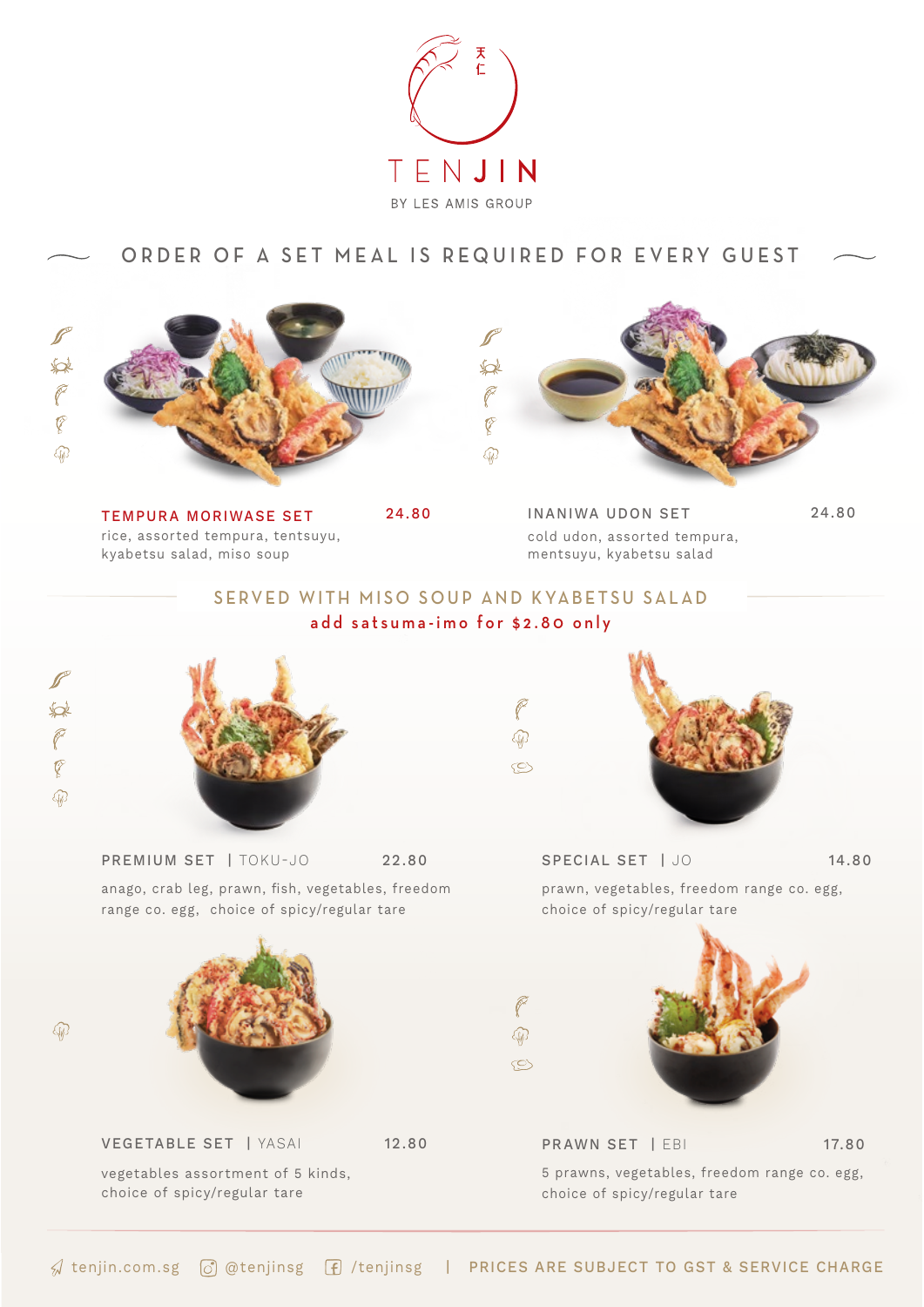# TENJIN

BY LES AMIS GROUP

## ORDER OF A SET MEAL IS REQUIRED FOR EVERY GUEST

**TEMPURA MORIWASE SET** 24.80

rice, assorted tempura, tentsuyu, kyabetsu salad, miso soup

**INANIWA UDON SET** 24.80

cold udon, assorted tempura, mentsuyu, kyabetsu salad

## SERVED WITH MISO SOUP AND KYABETSU SALAD

**add satsuma-imo for $2.80 only**

**PREMIUM SET | TOKU-JO** 22.80

anago, crab leg, prawn, fish, vegetables, freedom range co. egg, choice of spicy/regular tare

**SPECIAL SET | JO** 14.80

prawn, vegetables, freedom range co. egg, choice of spicy/regular tare

**VEGETABLE SET | YASAI** 12.80

vegetables assortment of 5 kinds, choice of spicy/regular tare

**PRAWN SET | EBI** 17.80

5 prawns, vegetables, freedom range co. egg, choice of spicy/regular tare

tenjin.com.sg | @tenjinsg | /tenjinsg | PRICES ARE SUBJECT TO GST & SERVICE CHARGE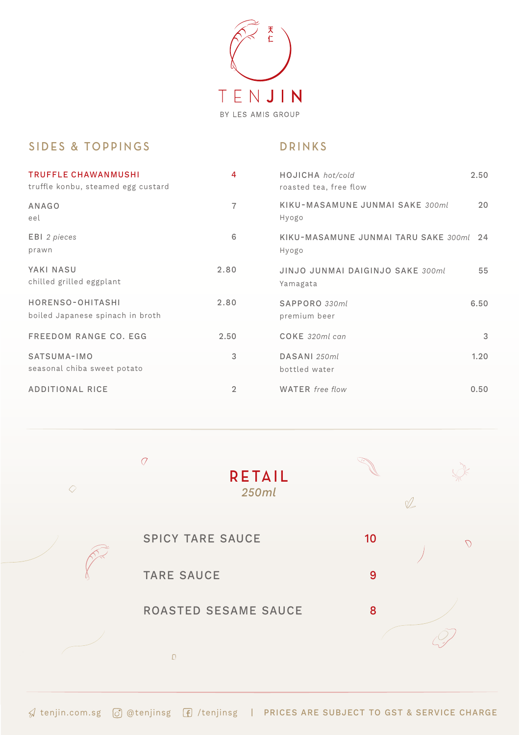# TENJIN

天仁

BY LES AMIS GROUP

## SIDES & TOPPINGS

| | |
|---|---|
| **TRUFFLE CHAWANMUSHI**<br>truffle konbu, steamed egg custard | 4 |
| **ANAGO**<br>eel | 7 |
| **EBI** *2 pieces*<br>prawn | 6 |
| **YAKI NASU**<br>chilled grilled eggplant | 2.80 |
| **HORENSO-OHITASHI**<br>boiled Japanese spinach in broth | 2.80 |
| **FREEDOM RANGE CO. EGG** | 2.50 |
| **SATSUMA-IMO**<br>seasonal chiba sweet potato | 3 |
| **ADDITIONAL RICE** | 2 |

## DRINKS

| | |
|---|---|
| **HOJICHA** *hot/cold*<br>roasted tea, free flow | 2.50 |
| **KIKU-MASAMUNE JUNMAI SAKE** *300ml*<br>Hyogo | 20 |
| **KIKU-MASAMUNE JUNMAI TARU SAKE** *300ml*<br>Hyogo | 24 |
| **JINJO JUNMAI DAIGINJO SAKE** *300ml*<br>Yamagata | 55 |
| **SAPPORO** *330ml*<br>premium beer | 6.50 |
| **COKE** *320ml can* | 3 |
| **DASANI** *250ml*<br>bottled water | 1.20 |
| **WATER** *free flow* | 0.50 |

## RETAIL

*250ml*

| | |
|---|---|
| SPICY TARE SAUCE | 10 |
| TARE SAUCE | 9 |
| ROASTED SESAME SAUCE | 8 |

tenjin.com.sg | @tenjinsg | /tenjinsg | PRICES ARE SUBJECT TO GST & SERVICE CHARGE